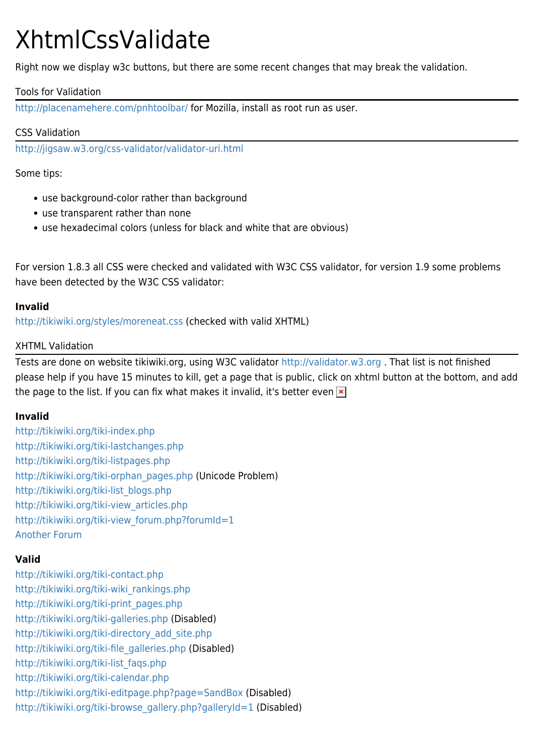# XhtmlCssValidate

Right now we display w3c buttons, but there are some recent changes that may break the validation.

## Tools for Validation

http://placenamehere.com/pnhtoolbar/ for Mozilla, install as root run as user.

## CSS Validation

http://jigsaw.w3.org/css-validator/validator-uri.html

Some tips:

- use background-color rather than background
- use transparent rather than none
- use hexadecimal colors (unless for black and white that are obvious)

For version 1.8.3 all CSS were checked and validated with W3C CSS validator, for version 1.9 some problems have been detected by the W3C CSS validator:

**Invalid**
http://tikiwiki.org/styles/moreneat.css (checked with valid XHTML)

## XHTML Validation

Tests are done on website tikiwiki.org, using W3C validator http://validator.w3.org . That list is not finished please help if you have 15 minutes to kill, get a page that is public, click on xhtml button at the bottom, and add the page to the list. If you can fix what makes it invalid, it's better even

**Invalid**
http://tikiwiki.org/tiki-index.php
http://tikiwiki.org/tiki-lastchanges.php
http://tikiwiki.org/tiki-listpages.php
http://tikiwiki.org/tiki-orphan_pages.php (Unicode Problem)
http://tikiwiki.org/tiki-list_blogs.php
http://tikiwiki.org/tiki-view_articles.php
http://tikiwiki.org/tiki-view_forum.php?forumId=1
Another Forum

**Valid**
http://tikiwiki.org/tiki-contact.php
http://tikiwiki.org/tiki-wiki_rankings.php
http://tikiwiki.org/tiki-print_pages.php
http://tikiwiki.org/tiki-galleries.php (Disabled)
http://tikiwiki.org/tiki-directory_add_site.php
http://tikiwiki.org/tiki-file_galleries.php (Disabled)
http://tikiwiki.org/tiki-list_faqs.php
http://tikiwiki.org/tiki-calendar.php
http://tikiwiki.org/tiki-editpage.php?page=SandBox (Disabled)
http://tikiwiki.org/tiki-browse_gallery.php?galleryId=1 (Disabled)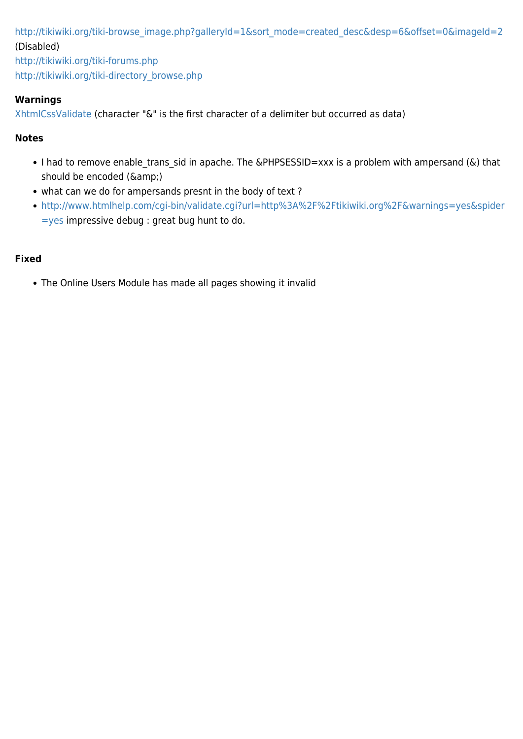http://tikiwiki.org/tiki-browse_image.php?galleryId=1&sort_mode=created_desc&desp=6&offset=0&imageId=2 (Disabled)
http://tikiwiki.org/tiki-forums.php
http://tikiwiki.org/tiki-directory_browse.php

**Warnings**

XhtmlCssValidate (character "&" is the first character of a delimiter but occurred as data)

**Notes**

- I had to remove enable_trans_sid in apache. The &PHPSESSID=xxx is a problem with ampersand (&) that should be encoded (&amp;)
- what can we do for ampersands presnt in the body of text ?
- http://www.htmlhelp.com/cgi-bin/validate.cgi?url=http%3A%2F%2Ftikiwiki.org%2F&warnings=yes&spider=yes impressive debug : great bug hunt to do.

**Fixed**

- The Online Users Module has made all pages showing it invalid